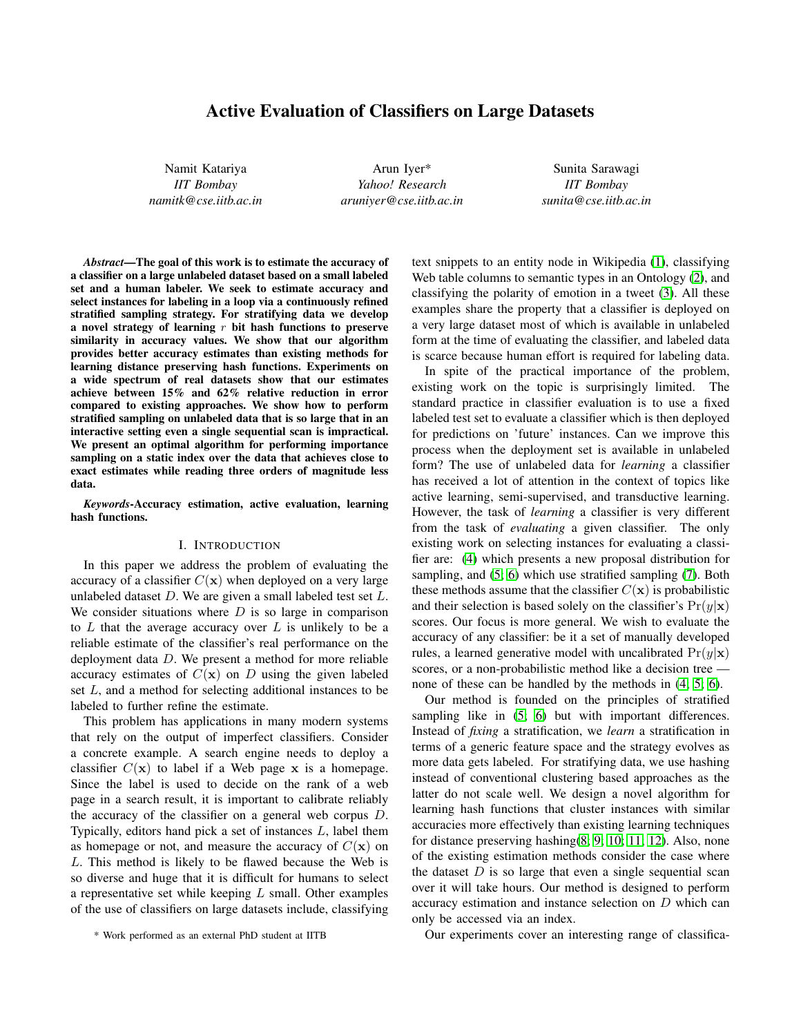# Active Evaluation of Classifiers on Large Datasets

Namit Katariya
*IIT Bombay*
*namitk@cse.iitb.ac.in*

Arun Iyer*
*Yahoo! Research*
*aruniyer@cse.iitb.ac.in*

Sunita Sarawagi
*IIT Bombay*
*sunita@cse.iitb.ac.in*

***Abstract*—The goal of this work is to estimate the accuracy of a classifier on a large unlabeled dataset based on a small labeled set and a human labeler. We seek to estimate accuracy and select instances for labeling in a loop via a continuously refined stratified sampling strategy. For stratifying data we develop a novel strategy of learning $r$ bit hash functions to preserve similarity in accuracy values. We show that our algorithm provides better accuracy estimates than existing methods for learning distance preserving hash functions. Experiments on a wide spectrum of real datasets show that our estimates achieve between 15% and 62% relative reduction in error compared to existing approaches. We show how to perform stratified sampling on unlabeled data that is so large that in an interactive setting even a single sequential scan is impractical. We present an optimal algorithm for performing importance sampling on a static index over the data that achieves close to exact estimates while reading three orders of magnitude less data.**

***Keywords*-Accuracy estimation, active evaluation, learning hash functions.**

## I. Introduction

In this paper we address the problem of evaluating the accuracy of a classifier $C(\mathbf{x})$ when deployed on a very large unlabeled dataset $D$. We are given a small labeled test set $L$. We consider situations where $D$ is so large in comparison to $L$ that the average accuracy over $L$ is unlikely to be a reliable estimate of the classifier's real performance on the deployment data $D$. We present a method for more reliable accuracy estimates of $C(\mathbf{x})$ on $D$ using the given labeled set $L$, and a method for selecting additional instances to be labeled to further refine the estimate.

This problem has applications in many modern systems that rely on the output of imperfect classifiers. Consider a concrete example. A search engine needs to deploy a classifier $C(\mathbf{x})$ to label if a Web page $\mathbf{x}$ is a homepage. Since the label is used to decide on the rank of a web page in a search result, it is important to calibrate reliably the accuracy of the classifier on a general web corpus $D$. Typically, editors hand pick a set of instances $L$, label them as homepage or not, and measure the accuracy of $C(\mathbf{x})$ on $L$. This method is likely to be flawed because the Web is so diverse and huge that it is difficult for humans to select a representative set while keeping $L$ small. Other examples of the use of classifiers on large datasets include, classifying text snippets to an entity node in Wikipedia (1), classifying Web table columns to semantic types in an Ontology (2), and classifying the polarity of emotion in a tweet (3). All these examples share the property that a classifier is deployed on a very large dataset most of which is available in unlabeled form at the time of evaluating the classifier, and labeled data is scarce because human effort is required for labeling data.

In spite of the practical importance of the problem, existing work on the topic is surprisingly limited. The standard practice in classifier evaluation is to use a fixed labeled test set to evaluate a classifier which is then deployed for predictions on 'future' instances. Can we improve this process when the deployment set is available in unlabeled form? The use of unlabeled data for *learning* a classifier has received a lot of attention in the context of topics like active learning, semi-supervised, and transductive learning. However, the task of *learning* a classifier is very different from the task of *evaluating* a given classifier. The only existing work on selecting instances for evaluating a classifier are: (4) which presents a new proposal distribution for sampling, and (5; 6) which use stratified sampling (7). Both these methods assume that the classifier $C(\mathbf{x})$ is probabilistic and their selection is based solely on the classifier's $\Pr(y|\mathbf{x})$ scores. Our focus is more general. We wish to evaluate the accuracy of any classifier: be it a set of manually developed rules, a learned generative model with uncalibrated $\Pr(y|\mathbf{x})$ scores, or a non-probabilistic method like a decision tree — none of these can be handled by the methods in (4; 5; 6).

Our method is founded on the principles of stratified sampling like in (5; 6) but with important differences. Instead of *fixing* a stratification, we *learn* a stratification in terms of a generic feature space and the strategy evolves as more data gets labeled. For stratifying data, we use hashing instead of conventional clustering based approaches as the latter do not scale well. We design a novel algorithm for learning hash functions that cluster instances with similar accuracies more effectively than existing learning techniques for distance preserving hashing(8; 9; 10; 11; 12). Also, none of the existing estimation methods consider the case where the dataset $D$ is so large that even a single sequential scan over it will take hours. Our method is designed to perform accuracy estimation and instance selection on $D$ which can only be accessed via an index.

Our experiments cover an interesting range of classifica-

\* Work performed as an external PhD student at IITB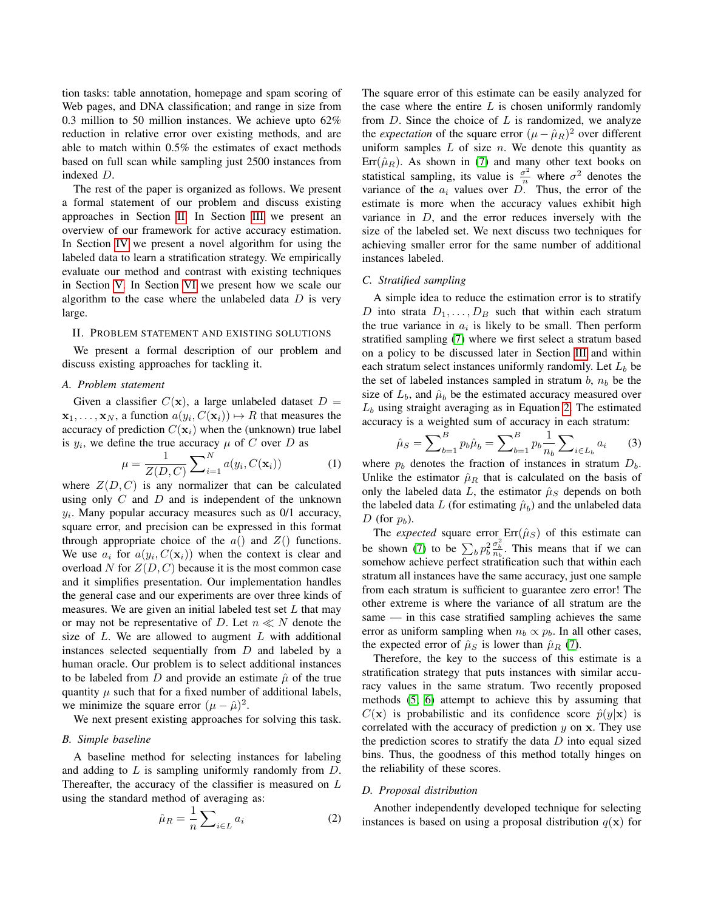tion tasks: table annotation, homepage and spam scoring of Web pages, and DNA classification; and range in size from 0.3 million to 50 million instances. We achieve upto 62% reduction in relative error over existing methods, and are able to match within 0.5% the estimates of exact methods based on full scan while sampling just 2500 instances from indexed $D$.

The rest of the paper is organized as follows. We present a formal statement of our problem and discuss existing approaches in Section II. In Section III we present an overview of our framework for active accuracy estimation. In Section IV we present a novel algorithm for using the labeled data to learn a stratification strategy. We empirically evaluate our method and contrast with existing techniques in Section V. In Section VI we present how we scale our algorithm to the case where the unlabeled data $D$ is very large.

## II. Problem Statement and Existing Solutions

We present a formal description of our problem and discuss existing approaches for tackling it.

### A. Problem statement

Given a classifier $C(\mathbf{x})$, a large unlabeled dataset $D = \mathbf{x}_1, \ldots, \mathbf{x}_N$, a function $a(y_i, C(\mathbf{x}_i)) \mapsto R$ that measures the accuracy of prediction $C(\mathbf{x}_i)$ when the (unknown) true label is $y_i$, we define the true accuracy $\mu$ of $C$ over $D$ as

$$\mu = \frac{1}{Z(D,C)} \sum_{i=1}^{N} a(y_i, C(\mathbf{x}_i)) \tag{1}$$

where $Z(D,C)$ is any normalizer that can be calculated using only $C$ and $D$ and is independent of the unknown $y_i$. Many popular accuracy measures such as 0/1 accuracy, square error, and precision can be expressed in this format through appropriate choice of the $a()$ and $Z()$ functions. We use $a_i$ for $a(y_i, C(\mathbf{x}_i))$ when the context is clear and overload $N$ for $Z(D,C)$ because it is the most common case and it simplifies presentation. Our implementation handles the general case and our experiments are over three kinds of measures. We are given an initial labeled test set $L$ that may or may not be representative of $D$. Let $n \ll N$ denote the size of $L$. We are allowed to augment $L$ with additional instances selected sequentially from $D$ and labeled by a human oracle. Our problem is to select additional instances to be labeled from $D$ and provide an estimate $\hat{\mu}$ of the true quantity $\mu$ such that for a fixed number of additional labels, we minimize the square error $(\mu - \hat{\mu})^2$.

We next present existing approaches for solving this task.

### B. Simple baseline

A baseline method for selecting instances for labeling and adding to $L$ is sampling uniformly randomly from $D$. Thereafter, the accuracy of the classifier is measured on $L$ using the standard method of averaging as:

$$\hat{\mu}_R = \frac{1}{n} \sum_{i \in L} a_i \tag{2}$$

The square error of this estimate can be easily analyzed for the case where the entire $L$ is chosen uniformly randomly from $D$. Since the choice of $L$ is randomized, we analyze the *expectation* of the square error $(\mu - \hat{\mu}_R)^2$ over different uniform samples $L$ of size $n$. We denote this quantity as $\text{Err}(\hat{\mu}_R)$. As shown in [7] and many other text books on statistical sampling, its value is $\frac{\sigma^2}{n}$ where $\sigma^2$ denotes the variance of the $a_i$ values over $D$. Thus, the error of the estimate is more when the accuracy values exhibit high variance in $D$, and the error reduces inversely with the size of the labeled set. We next discuss two techniques for achieving smaller error for the same number of additional instances labeled.

### C. Stratified sampling

A simple idea to reduce the estimation error is to stratify $D$ into strata $D_1, \ldots, D_B$ such that within each stratum the true variance in $a_i$ is likely to be small. Then perform stratified sampling [7] where we first select a stratum based on a policy to be discussed later in Section III and within each stratum select instances uniformly randomly. Let $L_b$ be the set of labeled instances sampled in stratum $b$, $n_b$ be the size of $L_b$, and $\hat{\mu}_b$ be the estimated accuracy measured over $L_b$ using straight averaging as in Equation 2. The estimated accuracy is a weighted sum of accuracy in each stratum:

$$\hat{\mu}_S = \sum_{b=1}^{B} p_b \hat{\mu}_b = \sum_{b=1}^{B} p_b \frac{1}{n_b} \sum_{i \in L_b} a_i \tag{3}$$

where $p_b$ denotes the fraction of instances in stratum $D_b$. Unlike the estimator $\hat{\mu}_R$ that is calculated on the basis of only the labeled data $L$, the estimator $\hat{\mu}_S$ depends on both the labeled data $L$ (for estimating $\hat{\mu}_b$) and the unlabeled data $D$ (for $p_b$).

The *expected* square error $\text{Err}(\hat{\mu}_S)$ of this estimate can be shown [7] to be $\sum_b p_b^2 \frac{\sigma_b^2}{n_b}$. This means that if we can somehow achieve perfect stratification such that within each stratum all instances have the same accuracy, just one sample from each stratum is sufficient to guarantee zero error! The other extreme is where the variance of all stratum are the same — in this case stratified sampling achieves the same error as uniform sampling when $n_b \propto p_b$. In all other cases, the expected error of $\hat{\mu}_S$ is lower than $\hat{\mu}_R$ [7].

Therefore, the key to the success of this estimate is a stratification strategy that puts instances with similar accuracy values in the same stratum. Two recently proposed methods [5, 6] attempt to achieve this by assuming that $C(\mathbf{x})$ is probabilistic and its confidence score $\hat{p}(y|\mathbf{x})$ is correlated with the accuracy of prediction $y$ on $\mathbf{x}$. They use the prediction scores to stratify the data $D$ into equal sized bins. Thus, the goodness of this method totally hinges on the reliability of these scores.

### D. Proposal distribution

Another independently developed technique for selecting instances is based on using a proposal distribution $q(\mathbf{x})$ for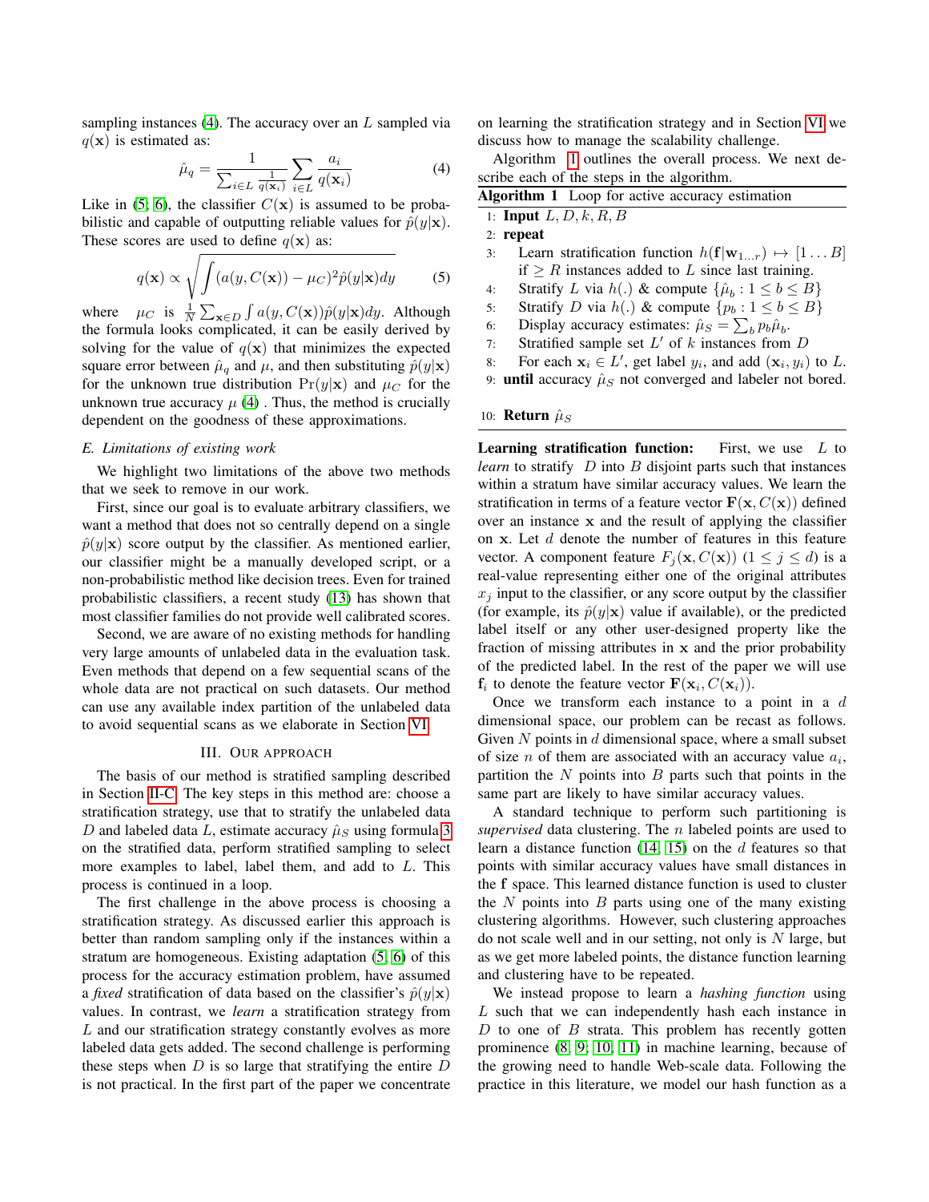sampling instances [(4)](#). The accuracy over an $L$ sampled via $q(\mathbf{x})$ is estimated as:

$$\hat{\mu}_q = \frac{1}{\sum_{i \in L} \frac{1}{q(\mathbf{x}_i)}} \sum_{i \in L} \frac{a_i}{q(\mathbf{x}_i)} \tag{4}$$

Like in [5; 6], the classifier $C(\mathbf{x})$ is assumed to be probabilistic and capable of outputting reliable values for $\hat{p}(y|\mathbf{x})$. These scores are used to define $q(\mathbf{x})$ as:

$$q(\mathbf{x}) \propto \sqrt{\int (a(y, C(\mathbf{x})) - \mu_C)^2 \hat{p}(y|\mathbf{x}) dy} \tag{5}$$

where $\mu_C$ is $\frac{1}{N} \sum_{\mathbf{x} \in D} \int a(y, C(\mathbf{x})) \hat{p}(y|\mathbf{x}) dy$. Although the formula looks complicated, it can be easily derived by solving for the value of $q(\mathbf{x})$ that minimizes the expected square error between $\hat{\mu}_q$ and $\mu$, and then substituting $\hat{p}(y|\mathbf{x})$ for the unknown true distribution $\Pr(y|\mathbf{x})$ and $\mu_C$ for the unknown true accuracy $\mu$ (4) . Thus, the method is crucially dependent on the goodness of these approximations.

### E. Limitations of existing work

We highlight two limitations of the above two methods that we seek to remove in our work.

First, since our goal is to evaluate arbitrary classifiers, we want a method that does not so centrally depend on a single $\hat{p}(y|\mathbf{x})$ score output by the classifier. As mentioned earlier, our classifier might be a manually developed script, or a non-probabilistic method like decision trees. Even for trained probabilistic classifiers, a recent study [13] has shown that most classifier families do not provide well calibrated scores.

Second, we are aware of no existing methods for handling very large amounts of unlabeled data in the evaluation task. Even methods that depend on a few sequential scans of the whole data are not practical on such datasets. Our method can use any available index partition of the unlabeled data to avoid sequential scans as we elaborate in Section VI.

## III. Our Approach

The basis of our method is stratified sampling described in Section II-C. The key steps in this method are: choose a stratification strategy, use that to stratify the unlabeled data $D$ and labeled data $L$, estimate accuracy $\hat{\mu}_S$ using formula 3 on the stratified data, perform stratified sampling to select more examples to label, label them, and add to $L$. This process is continued in a loop.

The first challenge in the above process is choosing a stratification strategy. As discussed earlier this approach is better than random sampling only if the instances within a stratum are homogeneous. Existing adaptation [5; 6] of this process for the accuracy estimation problem, have assumed a *fixed* stratification of data based on the classifier's $\hat{p}(y|\mathbf{x})$ values. In contrast, we *learn* a stratification strategy from $L$ and our stratification strategy constantly evolves as more labeled data gets added. The second challenge is performing these steps when $D$ is so large that stratifying the entire $D$ is not practical. In the first part of the paper we concentrate on learning the stratification strategy and in Section VI we discuss how to manage the scalability challenge.

Algorithm 1 outlines the overall process. We next describe each of the steps in the algorithm.

**Algorithm 1** Loop for active accuracy estimation

1: **Input** $L, D, k, R, B$
2: **repeat**
3: Learn stratification function $h(\mathbf{f}|\mathbf{w}_{1...r}) \mapsto [1 \ldots B]$ if $\geq R$ instances added to $L$ since last training.
4: Stratify $L$ via $h(.)$ & compute $\{\hat{\mu}_b : 1 \leq b \leq B\}$
5: Stratify $D$ via $h(.)$ & compute $\{p_b : 1 \leq b \leq B\}$
6: Display accuracy estimates: $\hat{\mu}_S = \sum_b p_b \hat{\mu}_b$.
7: Stratified sample set $L'$ of $k$ instances from $D$
8: For each $\mathbf{x}_i \in L'$, get label $y_i$, and add $(\mathbf{x}_i, y_i)$ to $L$.
9: **until** accuracy $\hat{\mu}_S$ not converged and labeler not bored.
10: **Return** $\hat{\mu}_S$

**Learning stratification function:** First, we use $L$ to *learn* to stratify $D$ into $B$ disjoint parts such that instances within a stratum have similar accuracy values. We learn the stratification in terms of a feature vector $\mathbf{F}(\mathbf{x}, C(\mathbf{x}))$ defined over an instance $\mathbf{x}$ and the result of applying the classifier on $\mathbf{x}$. Let $d$ denote the number of features in this feature vector. A component feature $F_j(\mathbf{x}, C(\mathbf{x}))$ $(1 \leq j \leq d)$ is a real-value representing either one of the original attributes $x_j$ input to the classifier, or any score output by the classifier (for example, its $\hat{p}(y|\mathbf{x})$ value if available), or the predicted label itself or any other user-designed property like the fraction of missing attributes in $\mathbf{x}$ and the prior probability of the predicted label. In the rest of the paper we will use $\mathbf{f}_i$ to denote the feature vector $\mathbf{F}(\mathbf{x}_i, C(\mathbf{x}_i))$.

Once we transform each instance to a point in a $d$ dimensional space, our problem can be recast as follows. Given $N$ points in $d$ dimensional space, where a small subset of size $n$ of them are associated with an accuracy value $a_i$, partition the $N$ points into $B$ parts such that points in the same part are likely to have similar accuracy values.

A standard technique to perform such partitioning is *supervised* data clustering. The $n$ labeled points are used to learn a distance function [14; 15] on the $d$ features so that points with similar accuracy values have small distances in the $\mathbf{f}$ space. This learned distance function is used to cluster the $N$ points into $B$ parts using one of the many existing clustering algorithms. However, such clustering approaches do not scale well and in our setting, not only is $N$ large, but as we get more labeled points, the distance function learning and clustering have to be repeated.

We instead propose to learn a *hashing function* using $L$ such that we can independently hash each instance in $D$ to one of $B$ strata. This problem has recently gotten prominence [8; 9; 10; 11] in machine learning, because of the growing need to handle Web-scale data. Following the practice in this literature, we model our hash function as a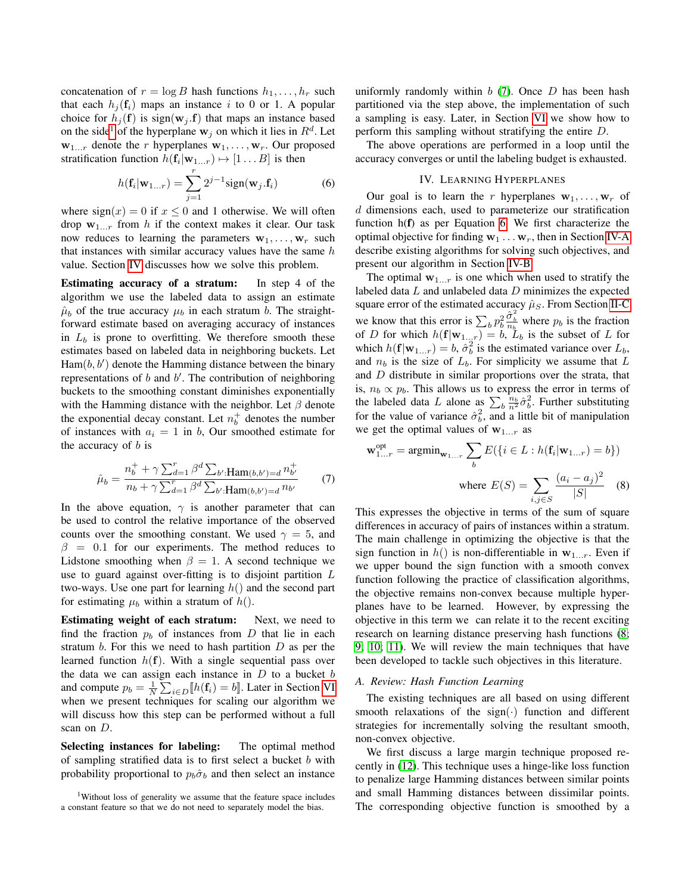concatenation of $r = \log B$ hash functions $h_1, \ldots, h_r$ such that each $h_j(\mathbf{f}_i)$ maps an instance $i$ to 0 or 1. A popular choice for $h_j(\mathbf{f})$ is $\text{sign}(\mathbf{w}_j.\mathbf{f})$ that maps an instance based on the side[1] of the hyperplane $\mathbf{w}_j$ on which it lies in $R^d$. Let $\mathbf{w}_{1\ldots r}$ denote the $r$ hyperplanes $\mathbf{w}_1, \ldots, \mathbf{w}_r$. Our proposed stratification function $h(\mathbf{f}_i|\mathbf{w}_{1\ldots r}) \mapsto [1 \ldots B]$ is then

$$h(\mathbf{f}_i|\mathbf{w}_{1\ldots r}) = \sum_{j=1}^{r} 2^{j-1}\text{sign}(\mathbf{w}_j.\mathbf{f}_i) \tag{6}$$

where $\text{sign}(x) = 0$ if $x \leq 0$ and 1 otherwise. We will often drop $\mathbf{w}_{1\ldots r}$ from $h$ if the context makes it clear. Our task now reduces to learning the parameters $\mathbf{w}_1, \ldots, \mathbf{w}_r$ such that instances with similar accuracy values have the same $h$ value. Section IV discusses how we solve this problem.

**Estimating accuracy of a stratum:** In step 4 of the algorithm we use the labeled data to assign an estimate $\hat{\mu}_b$ of the true accuracy $\mu_b$ in each stratum $b$. The straight-forward estimate based on averaging accuracy of instances in $L_b$ is prone to overfitting. We therefore smooth these estimates based on labeled data in neighboring buckets. Let $\text{Ham}(b, b')$ denote the Hamming distance between the binary representations of $b$ and $b'$. The contribution of neighboring buckets to the smoothing constant diminishes exponentially with the Hamming distance with the neighbor. Let $\beta$ denote the exponential decay constant. Let $n_b^+$ denotes the number of instances with $a_i = 1$ in $b$, Our smoothed estimate for the accuracy of $b$ is

$$\hat{\mu}_b = \frac{n_b^+ + \gamma \sum_{d=1}^{r} \beta^d \sum_{b':\text{Ham}(b,b')=d} n_{b'}^+}{n_b + \gamma \sum_{d=1}^{r} \beta^d \sum_{b':\text{Ham}(b,b')=d} n_{b'}} \tag{7}$$

In the above equation, $\gamma$ is another parameter that can be used to control the relative importance of the observed counts over the smoothing constant. We used $\gamma = 5$, and $\beta = 0.1$ for our experiments. The method reduces to Lidstone smoothing when $\beta = 1$. A second technique we use to guard against over-fitting is to disjoint partition $L$ two-ways. Use one part for learning $h()$ and the second part for estimating $\mu_b$ within a stratum of $h()$.

**Estimating weight of each stratum:** Next, we need to find the fraction $p_b$ of instances from $D$ that lie in each stratum $b$. For this we need to hash partition $D$ as per the learned function $h(\mathbf{f})$. With a single sequential pass over the data we can assign each instance in $D$ to a bucket $b$ and compute $p_b = \frac{1}{N}\sum_{i \in D} [\![h(\mathbf{f}_i) = b]\!]$. Later in Section VI when we present techniques for scaling our algorithm we will discuss how this step can be performed without a full scan on $D$.

**Selecting instances for labeling:** The optimal method of sampling stratified data is to first select a bucket $b$ with probability proportional to $p_b\hat{\sigma}_b$ and then select an instance uniformly randomly within $b$ (7). Once $D$ has been hash partitioned via the step above, the implementation of such a sampling is easy. Later, in Section VI we show how to perform this sampling without stratifying the entire $D$.

The above operations are performed in a loop until the accuracy converges or until the labeling budget is exhausted.

[1]Without loss of generality we assume that the feature space includes a constant feature so that we do not need to separately model the bias.

## IV. Learning Hyperplanes

Our goal is to learn the $r$ hyperplanes $\mathbf{w}_1, \ldots, \mathbf{w}_r$ of $d$ dimensions each, used to parameterize our stratification function h($\mathbf{f}$) as per Equation 6. We first characterize the optimal objective for finding $\mathbf{w}_1 \ldots \mathbf{w}_r$, then in Section IV-A describe existing algorithms for solving such objectives, and present our algorithm in Section IV-B.

The optimal $\mathbf{w}_{1\ldots r}$ is one which when used to stratify the labeled data $L$ and unlabeled data $D$ minimizes the expected square error of the estimated accuracy $\hat{\mu}_S$. From Section II-C we know that this error is $\sum_b p_b^2 \frac{\hat{\sigma}_b^2}{n_b}$ where $p_b$ is the fraction of $D$ for which $h(\mathbf{f}|\mathbf{w}_{1\ldots r}) = b$, $L_b$ is the subset of $L$ for which $h(\mathbf{f}|\mathbf{w}_{1\ldots r}) = b$, $\hat{\sigma}_b^2$ is the estimated variance over $L_b$, and $n_b$ is the size of $L_b$. For simplicity we assume that $L$ and $D$ distribute in similar proportions over the strata, that is, $n_b \propto p_b$. This allows us to express the error in terms of the labeled data $L$ alone as $\sum_b \frac{n_b}{n^2}\hat{\sigma}_b^2$. Further substituting for the value of variance $\hat{\sigma}_b^2$, and a little bit of manipulation we get the optimal values of $\mathbf{w}_{1\ldots r}$ as

$$\mathbf{w}_{1\ldots r}^{\text{opt}} = \text{argmin}_{\mathbf{w}_{1\ldots r}} \sum_b E(\{i \in L : h(\mathbf{f}_i|\mathbf{w}_{1\ldots r}) = b\})$$
$$\text{where } E(S) = \sum_{i,j \in S} \frac{(a_i - a_j)^2}{|S|} \tag{8}$$

This expresses the objective in terms of the sum of square differences in accuracy of pairs of instances within a stratum. The main challenge in optimizing the objective is that the sign function in $h()$ is non-differentiable in $\mathbf{w}_{1\ldots r}$. Even if we upper bound the sign function with a smooth convex function following the practice of classification algorithms, the objective remains non-convex because multiple hyperplanes have to be learned. However, by expressing the objective in this term we can relate it to the recent exciting research on learning distance preserving hash functions (8; 9; 10; 11). We will review the main techniques that have been developed to tackle such objectives in this literature.

### A. Review: Hash Function Learning

The existing techniques are all based on using different smooth relaxations of the $\text{sign}(\cdot)$ function and different strategies for incrementally solving the resultant smooth, non-convex objective.

We first discuss a large margin technique proposed recently in (12). This technique uses a hinge-like loss function to penalize large Hamming distances between similar points and small Hamming distances between dissimilar points. The corresponding objective function is smoothed by a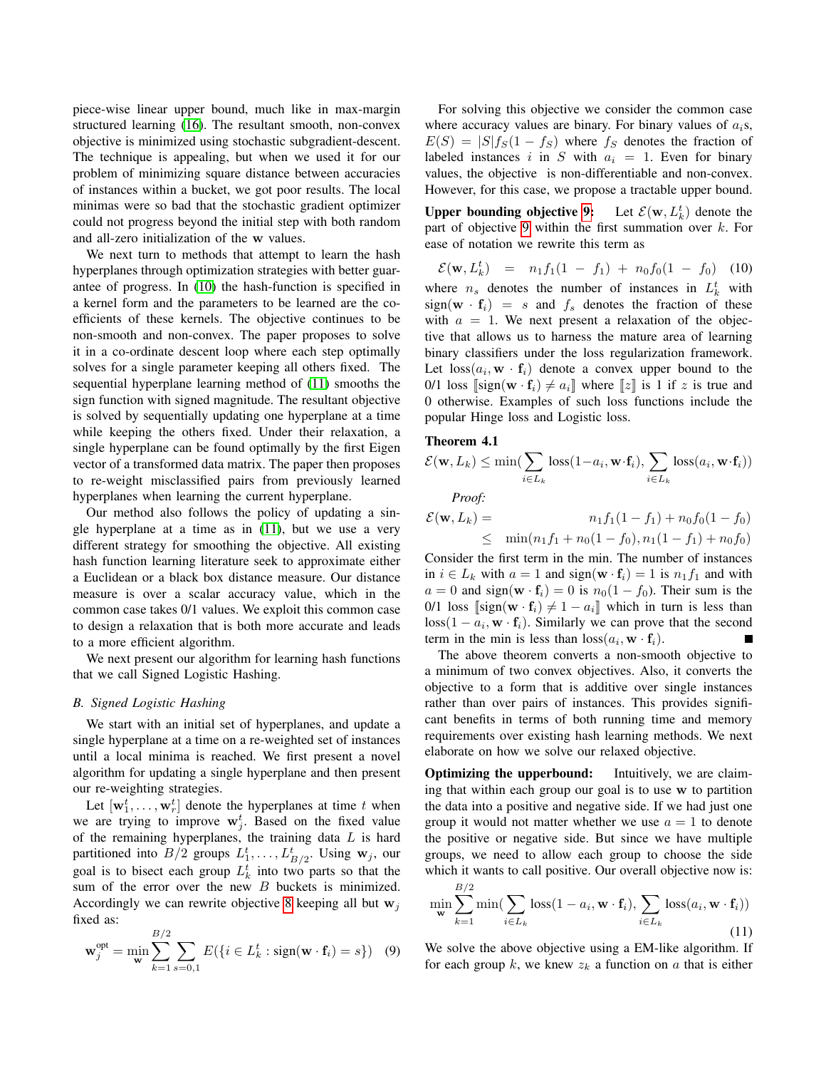piece-wise linear upper bound, much like in max-margin structured learning (16). The resultant smooth, non-convex objective is minimized using stochastic subgradient-descent. The technique is appealing, but when we used it for our problem of minimizing square distance between accuracies of instances within a bucket, we got poor results. The local minimas were so bad that the stochastic gradient optimizer could not progress beyond the initial step with both random and all-zero initialization of the $\mathbf{w}$ values.

We next turn to methods that attempt to learn the hash hyperplanes through optimization strategies with better guarantee of progress. In (10) the hash-function is specified in a kernel form and the parameters to be learned are the coefficients of these kernels. The objective continues to be non-smooth and non-convex. The paper proposes to solve it in a co-ordinate descent loop where each step optimally solves for a single parameter keeping all others fixed. The sequential hyperplane learning method of (11) smooths the sign function with signed magnitude. The resultant objective is solved by sequentially updating one hyperplane at a time while keeping the others fixed. Under their relaxation, a single hyperplane can be found optimally by the first Eigen vector of a transformed data matrix. The paper then proposes to re-weight misclassified pairs from previously learned hyperplanes when learning the current hyperplane.

Our method also follows the policy of updating a single hyperplane at a time as in (11), but we use a very different strategy for smoothing the objective. All existing hash function learning literature seek to approximate either a Euclidean or a black box distance measure. Our distance measure is over a scalar accuracy value, which in the common case takes 0/1 values. We exploit this common case to design a relaxation that is both more accurate and leads to a more efficient algorithm.

We next present our algorithm for learning hash functions that we call Signed Logistic Hashing.

### *B. Signed Logistic Hashing*

We start with an initial set of hyperplanes, and update a single hyperplane at a time on a re-weighted set of instances until a local minima is reached. We first present a novel algorithm for updating a single hyperplane and then present our re-weighting strategies.

Let $[\mathbf{w}_1^t, \dots, \mathbf{w}_r^t]$ denote the hyperplanes at time $t$ when we are trying to improve $\mathbf{w}_j^t$. Based on the fixed value of the remaining hyperplanes, the training data $L$ is hard partitioned into $B/2$ groups $L_1^t, \dots, L_{B/2}^t$. Using $\mathbf{w}_j$, our goal is to bisect each group $L_k^t$ into two parts so that the sum of the error over the new $B$ buckets is minimized. Accordingly we can rewrite objective 8 keeping all but $\mathbf{w}_j$ fixed as:

$$\mathbf{w}_j^{\text{opt}} = \min_{\mathbf{w}} \sum_{k=1}^{B/2} \sum_{s=0,1} E(\{i \in L_k^t : \text{sign}(\mathbf{w} \cdot \mathbf{f}_i) = s\}) \quad (9)$$

For solving this objective we consider the common case where accuracy values are binary. For binary values of $a_i$s, $E(S) = |S| f_S(1 - f_S)$ where $f_S$ denotes the fraction of labeled instances $i$ in $S$ with $a_i = 1$. Even for binary values, the objective is non-differentiable and non-convex. However, for this case, we propose a tractable upper bound.

**Upper bounding objective 9:** Let $\mathcal{E}(\mathbf{w}, L_k^t)$ denote the part of objective 9 within the first summation over $k$. For ease of notation we rewrite this term as

$$\mathcal{E}(\mathbf{w}, L_k^t) = n_1 f_1(1 - f_1) + n_0 f_0(1 - f_0) \quad (10)$$

where $n_s$ denotes the number of instances in $L_k^t$ with $\text{sign}(\mathbf{w} \cdot \mathbf{f}_i) = s$ and $f_s$ denotes the fraction of these with $a = 1$. We next present a relaxation of the objective that allows us to harness the mature area of learning binary classifiers under the loss regularization framework. Let $\text{loss}(a_i, \mathbf{w} \cdot \mathbf{f}_i)$ denote a convex upper bound to the 0/1 loss $[\![\text{sign}(\mathbf{w} \cdot \mathbf{f}_i) \neq a_i]\!]$ where $[\![z]\!]$ is 1 if $z$ is true and 0 otherwise. Examples of such loss functions include the popular Hinge loss and Logistic loss.

**Theorem 4.1**

$$\mathcal{E}(\mathbf{w}, L_k) \leq \min\Big(\sum_{i \in L_k} \text{loss}(1 - a_i, \mathbf{w} \cdot \mathbf{f}_i), \sum_{i \in L_k} \text{loss}(a_i, \mathbf{w} \cdot \mathbf{f}_i)\Big)$$

*Proof:*

$$\begin{aligned}
\mathcal{E}(\mathbf{w}, L_k) = & \quad n_1 f_1(1 - f_1) + n_0 f_0(1 - f_0) \\
\leq & \quad \min(n_1 f_1 + n_0(1 - f_0), n_1(1 - f_1) + n_0 f_0)
\end{aligned}$$

Consider the first term in the min. The number of instances in $i \in L_k$ with $a = 1$ and $\text{sign}(\mathbf{w} \cdot \mathbf{f}_i) = 1$ is $n_1 f_1$ and with $a = 0$ and $\text{sign}(\mathbf{w} \cdot \mathbf{f}_i) = 0$ is $n_0(1 - f_0)$. Their sum is the 0/1 loss $[\![\text{sign}(\mathbf{w} \cdot \mathbf{f}_i) \neq 1 - a_i]\!]$ which in turn is less than $\text{loss}(1 - a_i, \mathbf{w} \cdot \mathbf{f}_i)$. Similarly we can prove that the second term in the min is less than $\text{loss}(a_i, \mathbf{w} \cdot \mathbf{f}_i)$. ■

The above theorem converts a non-smooth objective to a minimum of two convex objectives. Also, it converts the objective to a form that is additive over single instances rather than over pairs of instances. This provides significant benefits in terms of both running time and memory requirements over existing hash learning methods. We next elaborate on how we solve our relaxed objective.

**Optimizing the upperbound:** Intuitively, we are claiming that within each group our goal is to use $\mathbf{w}$ to partition the data into a positive and negative side. If we had just one group it would not matter whether we use $a = 1$ to denote the positive or negative side. But since we have multiple groups, we need to allow each group to choose the side which it wants to call positive. Our overall objective now is:

$$\min_{\mathbf{w}} \sum_{k=1}^{B/2} \min\Big(\sum_{i \in L_k} \text{loss}(1 - a_i, \mathbf{w} \cdot \mathbf{f}_i), \sum_{i \in L_k} \text{loss}(a_i, \mathbf{w} \cdot \mathbf{f}_i)\Big) \quad (11)$$

We solve the above objective using a EM-like algorithm. If for each group $k$, we knew $z_k$ a function on $a$ that is either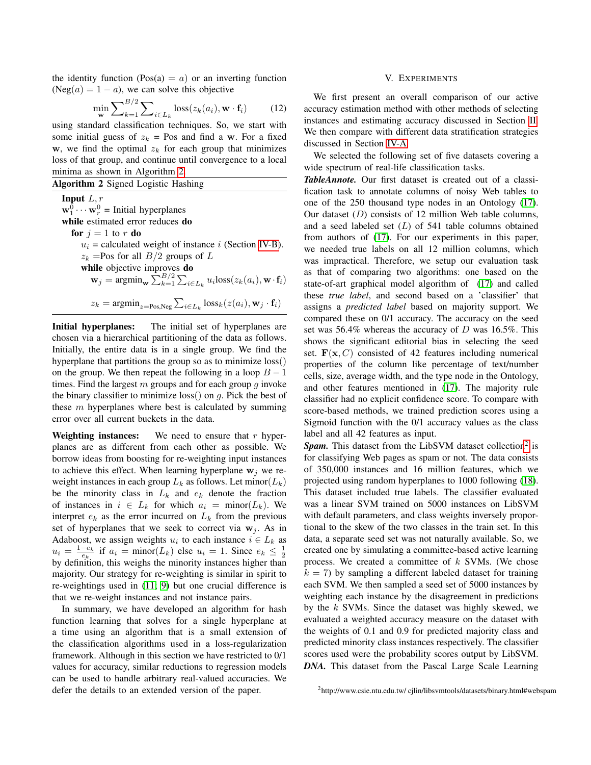the identity function (Pos(a) $= a$) or an inverting function (Neg($a$) $= 1 - a$), we can solve this objective

$$\min_{\mathbf{w}} \sum_{k=1}^{B/2} \sum_{i \in L_k} \text{loss}(z_k(a_i), \mathbf{w} \cdot \mathbf{f}_i) \tag{12}$$

using standard classification techniques. So, we start with some initial guess of $z_k$ = Pos and find a $\mathbf{w}$. For a fixed $\mathbf{w}$, we find the optimal $z_k$ for each group that minimizes loss of that group, and continue until convergence to a local minima as shown in Algorithm 2.

**Algorithm 2** Signed Logistic Hashing

> **Input** $L, r$
> $\mathbf{w}_1^0 \cdots \mathbf{w}_r^0$ = Initial hyperplanes
> **while** estimated error reduces **do**
> &nbsp;&nbsp;**for** $j = 1$ to $r$ **do**
> &nbsp;&nbsp;&nbsp;&nbsp;$u_i$ = calculated weight of instance $i$ (Section IV-B).
> &nbsp;&nbsp;&nbsp;&nbsp;$z_k$ =Pos for all $B/2$ groups of $L$
> &nbsp;&nbsp;&nbsp;&nbsp;**while** objective improves **do**
> &nbsp;&nbsp;&nbsp;&nbsp;&nbsp;&nbsp;$\mathbf{w}_j = \text{argmin}_{\mathbf{w}} \sum_{k=1}^{B/2} \sum_{i \in L_k} u_i \text{loss}(z_k(a_i), \mathbf{w} \cdot \mathbf{f}_i)$
> &nbsp;&nbsp;&nbsp;&nbsp;&nbsp;&nbsp;$z_k = \text{argmin}_{z=\text{Pos},\text{Neg}} \sum_{i \in L_k} \text{loss}_k(z(a_i), \mathbf{w}_j \cdot \mathbf{f}_i)$

**Initial hyperplanes:** The initial set of hyperplanes are chosen via a hierarchical partitioning of the data as follows. Initially, the entire data is in a single group. We find the hyperplane that partitions the group so as to minimize loss() on the group. We then repeat the following in a loop $B - 1$ times. Find the largest $m$ groups and for each group $g$ invoke the binary classifier to minimize loss() on $g$. Pick the best of these $m$ hyperplanes where best is calculated by summing error over all current buckets in the data.

**Weighting instances:** We need to ensure that $r$ hyperplanes are as different from each other as possible. We borrow ideas from boosting for re-weighting input instances to achieve this effect. When learning hyperplane $\mathbf{w}_j$ we re-weight instances in each group $L_k$ as follows. Let minor($L_k$) be the minority class in $L_k$ and $e_k$ denote the fraction of instances in $i \in L_k$ for which $a_i$ = minor($L_k$). We interpret $e_k$ as the error incurred on $L_k$ from the previous set of hyperplanes that we seek to correct via $\mathbf{w}_j$. As in Adaboost, we assign weights $u_i$ to each instance $i \in L_k$ as $u_i = \frac{1-e_k}{e_k}$ if $a_i$ = minor($L_k$) else $u_i = 1$. Since $e_k \leq \frac{1}{2}$ by definition, this weighs the minority instances higher than majority. Our strategy for re-weighting is similar in spirit to re-weightings used in [11, 9] but one crucial difference is that we re-weight instances and not instance pairs.

In summary, we have developed an algorithm for hash function learning that solves for a single hyperplane at a time using an algorithm that is a small extension of the classification algorithms used in a loss-regularization framework. Although in this section we have restricted to 0/1 values for accuracy, similar reductions to regression models can be used to handle arbitrary real-valued accuracies. We defer the details to an extended version of the paper.

## V. Experiments

We first present an overall comparison of our active accuracy estimation method with other methods of selecting instances and estimating accuracy discussed in Section II. We then compare with different data stratification strategies discussed in Section IV-A.

We selected the following set of five datasets covering a wide spectrum of real-life classification tasks.

***TableAnnote.*** Our first dataset is created out of a classification task to annotate columns of noisy Web tables to one of the 250 thousand type nodes in an Ontology [17]. Our dataset ($D$) consists of 12 million Web table columns, and a seed labeled set ($L$) of 541 table columns obtained from authors of [17]. For our experiments in this paper, we needed true labels on all 12 million columns, which was impractical. Therefore, we setup our evaluation task as that of comparing two algorithms: one based on the state-of-art graphical model algorithm of [17] and called these *true label*, and second based on a 'classifier' that assigns a *predicted label* based on majority support. We compared these on 0/1 accuracy. The accuracy on the seed set was 56.4% whereas the accuracy of $D$ was 16.5%. This shows the significant editorial bias in selecting the seed set. $\mathbf{F}(\mathbf{x}, C)$ consisted of 42 features including numerical properties of the column like percentage of text/number cells, size, average width, and the type node in the Ontology, and other features mentioned in [17]. The majority rule classifier had no explicit confidence score. To compare with score-based methods, we trained prediction scores using a Sigmoid function with the 0/1 accuracy values as the class label and all 42 features as input.

***Spam.*** This dataset from the LibSVM dataset collection[2] is for classifying Web pages as spam or not. The data consists of 350,000 instances and 16 million features, which we projected using random hyperplanes to 1000 following [18]. This dataset included true labels. The classifier evaluated was a linear SVM trained on 5000 instances on LibSVM with default parameters, and class weights inversely proportional to the skew of the two classes in the train set. In this data, a separate seed set was not naturally available. So, we created one by simulating a committee-based active learning process. We created a committee of $k$ SVMs. (We chose $k = 7$) by sampling a different labeled dataset for training each SVM. We then sampled a seed set of 5000 instances by weighting each instance by the disagreement in predictions by the $k$ SVMs. Since the dataset was highly skewed, we evaluated a weighted accuracy measure on the dataset with the weights of 0.1 and 0.9 for predicted majority class and predicted minority class instances respectively. The classifier scores used were the probability scores output by LibSVM.

***DNA.*** This dataset from the Pascal Large Scale Learning

[2] http://www.csie.ntu.edu.tw/ cjlin/libsvmtools/datasets/binary.html#webspam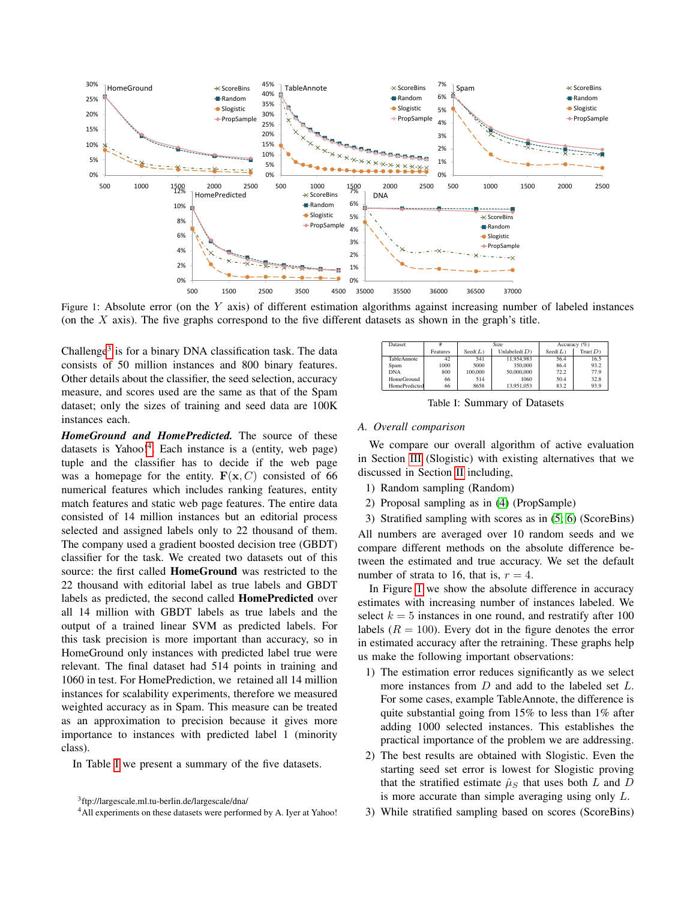Figure 1: Absolute error (on the $Y$ axis) of different estimation algorithms against increasing number of labeled instances (on the $X$ axis). The five graphs correspond to the five different datasets as shown in the graph's title.

Challenge[3] is for a binary DNA classification task. The data consists of 50 million instances and 800 binary features. Other details about the classifier, the seed selection, accuracy measure, and scores used are the same as that of the Spam dataset; only the sizes of training and seed data are 100K instances each.

***HomeGround and HomePredicted.*** The source of these datasets is Yahoo![4]. Each instance is a (entity, web page) tuple and the classifier has to decide if the web page was a homepage for the entity. $\mathbf{F}(\mathbf{x}, C)$ consisted of 66 numerical features which includes ranking features, entity match features and static web page features. The entire data consisted of 14 million instances but an editorial process selected and assigned labels only to 22 thousand of them. The company used a gradient boosted decision tree (GBDT) classifier for the task. We created two datasets out of this source: the first called **HomeGround** was restricted to the 22 thousand with editorial label as true labels and GBDT labels as predicted, the second called **HomePredicted** over all 14 million with GBDT labels as true labels and the output of a trained linear SVM as predicted labels. For this task precision is more important than accuracy, so in HomeGround only instances with predicted label true were relevant. The final dataset had 514 points in training and 1060 in test. For HomePrediction, we retained all 14 million instances for scalability experiments, therefore we measured weighted accuracy as in Spam. This measure can be treated as an approximation to precision because it gives more importance to instances with predicted label 1 (minority class).

In Table I we present a summary of the five datasets.

| Dataset | # Features | Size Seed($L$) | Size Unlabeled($D$) | Accuracy (%) Seed($L$) | Accuracy (%) True($D$) |
|---|---|---|---|---|---|
| TableAnnote | 42 | 541 | 11,954,983 | 56.4 | 16.5 |
| Spam | 1000 | 5000 | 350,000 | 86.4 | 93.2 |
| DNA | 800 | 100,000 | 50,000,000 | 72.2 | 77.9 |
| HomeGround | 66 | 514 | 1060 | 50.4 | 32.8 |
| HomePredicted | 66 | 8658 | 13,951,053 | 83.2 | 93.9 |

Table I: Summary of Datasets

### A. Overall comparison

We compare our overall algorithm of active evaluation in Section III (Slogistic) with existing alternatives that we discussed in Section II including,

1) Random sampling (Random)
2) Proposal sampling as in (4) (PropSample)
3) Stratified sampling with scores as in [5], [6] (ScoreBins)

All numbers are averaged over 10 random seeds and we compare different methods on the absolute difference between the estimated and true accuracy. We set the default number of strata to 16, that is, $r = 4$.

In Figure 1 we show the absolute difference in accuracy estimates with increasing number of instances labeled. We select $k = 5$ instances in one round, and restratify after 100 labels ($R = 100$). Every dot in the figure denotes the error in estimated accuracy after the retraining. These graphs help us make the following important observations:

1) The estimation error reduces significantly as we select more instances from $D$ and add to the labeled set $L$. For some cases, example TableAnnote, the difference is quite substantial going from 15% to less than 1% after adding 1000 selected instances. This establishes the practical importance of the problem we are addressing.
2) The best results are obtained with Slogistic. Even the starting seed set error is lowest for Slogistic proving that the stratified estimate $\hat{\mu}_S$ that uses both $L$ and $D$ is more accurate than simple averaging using only $L$.
3) While stratified sampling based on scores (ScoreBins)

[3] ftp://largescale.ml.tu-berlin.de/largescale/dna/

[4] All experiments on these datasets were performed by A. Iyer at Yahoo!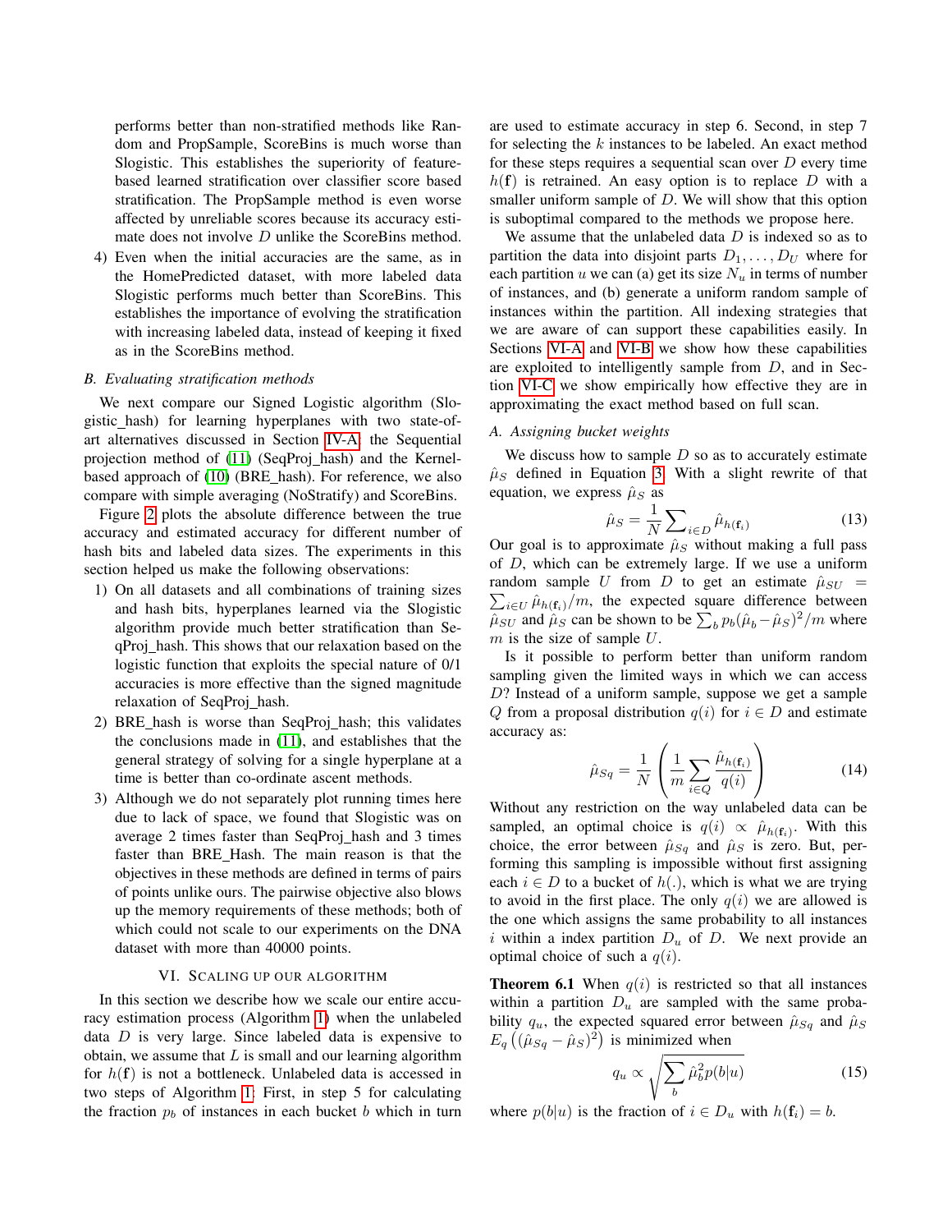performs better than non-stratified methods like Random and PropSample, ScoreBins is much worse than Slogistic. This establishes the superiority of feature-based learned stratification over classifier score based stratification. The PropSample method is even worse affected by unreliable scores because its accuracy estimate does not involve $D$ unlike the ScoreBins method.

4) Even when the initial accuracies are the same, as in the HomePredicted dataset, with more labeled data Slogistic performs much better than ScoreBins. This establishes the importance of evolving the stratification with increasing labeled data, instead of keeping it fixed as in the ScoreBins method.

### B. Evaluating stratification methods

We next compare our Signed Logistic algorithm (Slogistic_hash) for learning hyperplanes with two state-of-art alternatives discussed in Section IV-A: the Sequential projection method of (11) (SeqProj_hash) and the Kernel-based approach of (10) (BRE_hash). For reference, we also compare with simple averaging (NoStratify) and ScoreBins.

Figure 2 plots the absolute difference between the true accuracy and estimated accuracy for different number of hash bits and labeled data sizes. The experiments in this section helped us make the following observations:

1) On all datasets and all combinations of training sizes and hash bits, hyperplanes learned via the Slogistic algorithm provide much better stratification than SeqProj_hash. This shows that our relaxation based on the logistic function that exploits the special nature of 0/1 accuracies is more effective than the signed magnitude relaxation of SeqProj_hash.
2) BRE_hash is worse than SeqProj_hash; this validates the conclusions made in (11), and establishes that the general strategy of solving for a single hyperplane at a time is better than co-ordinate ascent methods.
3) Although we do not separately plot running times here due to lack of space, we found that Slogistic was on average 2 times faster than SeqProj_hash and 3 times faster than BRE_Hash. The main reason is that the objectives in these methods are defined in terms of pairs of points unlike ours. The pairwise objective also blows up the memory requirements of these methods; both of which could not scale to our experiments on the DNA dataset with more than 40000 points.

## VI. Scaling up our algorithm

In this section we describe how we scale our entire accuracy estimation process (Algorithm 1) when the unlabeled data $D$ is very large. Since labeled data is expensive to obtain, we assume that $L$ is small and our learning algorithm for $h(\mathbf{f})$ is not a bottleneck. Unlabeled data is accessed in two steps of Algorithm 1: First, in step 5 for calculating the fraction $p_b$ of instances in each bucket $b$ which in turn are used to estimate accuracy in step 6. Second, in step 7 for selecting the $k$ instances to be labeled. An exact method for these steps requires a sequential scan over $D$ every time $h(\mathbf{f})$ is retrained. An easy option is to replace $D$ with a smaller uniform sample of $D$. We will show that this option is suboptimal compared to the methods we propose here.

We assume that the unlabeled data $D$ is indexed so as to partition the data into disjoint parts $D_1, \ldots, D_U$ where for each partition $u$ we can (a) get its size $N_u$ in terms of number of instances, and (b) generate a uniform random sample of instances within the partition. All indexing strategies that we are aware of can support these capabilities easily. In Sections VI-A and VI-B we show how these capabilities are exploited to intelligently sample from $D$, and in Section VI-C we show empirically how effective they are in approximating the exact method based on full scan.

### A. Assigning bucket weights

We discuss how to sample $D$ so as to accurately estimate $\hat{\mu}_S$ defined in Equation 3. With a slight rewrite of that equation, we express $\hat{\mu}_S$ as

$$\hat{\mu}_S = \frac{1}{N}\sum\nolimits_{i\in D} \hat{\mu}_{h(\mathbf{f}_i)} \tag{13}$$

Our goal is to approximate $\hat{\mu}_S$ without making a full pass of $D$, which can be extremely large. If we use a uniform random sample $U$ from $D$ to get an estimate $\hat{\mu}_{SU} = \sum_{i\in U} \hat{\mu}_{h(\mathbf{f}_i)}/m$, the expected square difference between $\hat{\mu}_{SU}$ and $\hat{\mu}_S$ can be shown to be $\sum_b p_b(\hat{\mu}_b - \hat{\mu}_S)^2/m$ where $m$ is the size of sample $U$.

Is it possible to perform better than uniform random sampling given the limited ways in which we can access $D$? Instead of a uniform sample, suppose we get a sample $Q$ from a proposal distribution $q(i)$ for $i \in D$ and estimate accuracy as:

$$\hat{\mu}_{Sq} = \frac{1}{N}\left(\frac{1}{m}\sum_{i\in Q}\frac{\hat{\mu}_{h(\mathbf{f}_i)}}{q(i)}\right) \tag{14}$$

Without any restriction on the way unlabeled data can be sampled, an optimal choice is $q(i) \propto \hat{\mu}_{h(\mathbf{f}_i)}$. With this choice, the error between $\hat{\mu}_{Sq}$ and $\hat{\mu}_S$ is zero. But, performing this sampling is impossible without first assigning each $i \in D$ to a bucket of $h(.)$, which is what we are trying to avoid in the first place. The only $q(i)$ we are allowed is the one which assigns the same probability to all instances $i$ within a index partition $D_u$ of $D$. We next provide an optimal choice of such a $q(i)$.

**Theorem 6.1** When $q(i)$ is restricted so that all instances within a partition $D_u$ are sampled with the same probability $q_u$, the expected squared error between $\hat{\mu}_{Sq}$ and $\hat{\mu}_S$ $E_q\left((\hat{\mu}_{Sq} - \hat{\mu}_S)^2\right)$ is minimized when

$$q_u \propto \sqrt{\sum_b \hat{\mu}_b^2 p(b|u)} \tag{15}$$

where $p(b|u)$ is the fraction of $i \in D_u$ with $h(\mathbf{f}_i) = b$.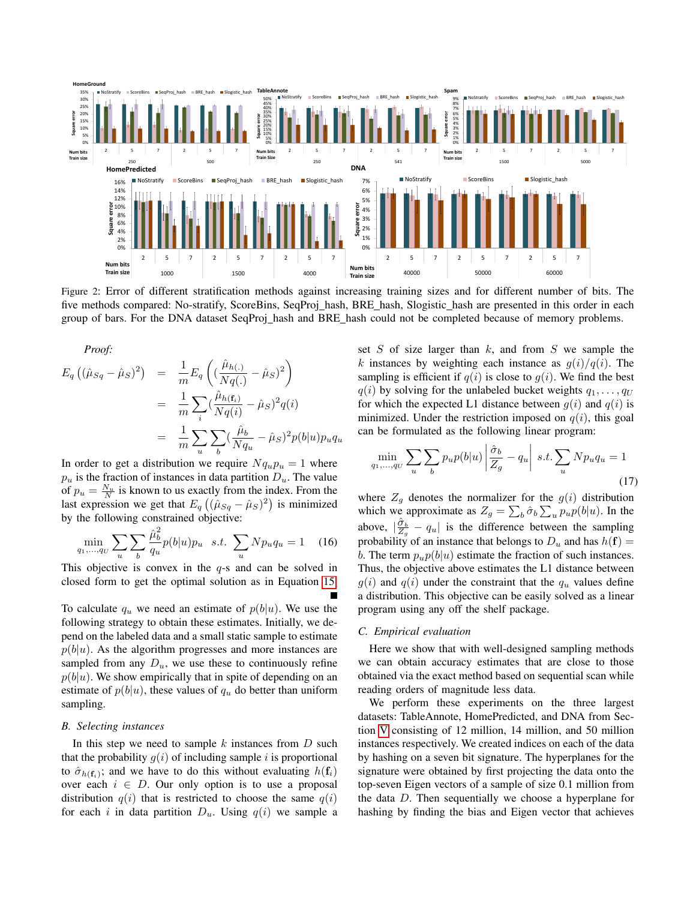Figure 2: Error of different stratification methods against increasing training sizes and for different number of bits. The five methods compared: No-stratify, ScoreBins, SeqProj_hash, BRE_hash, Slogistic_hash are presented in this order in each group of bars. For the DNA dataset SeqProj_hash and BRE_hash could not be completed because of memory problems.

*Proof:*

$$
\begin{aligned}
E_q\left((\hat{\mu}_{Sq} - \hat{\mu}_S)^2\right) &= \frac{1}{m} E_q\left( (\frac{\hat{\mu}_{h(.)}}{Nq(.)} - \hat{\mu}_S)^2 \right) \\
&= \frac{1}{m} \sum_i (\frac{\hat{\mu}_{h(\mathbf{f}_i)}}{Nq(i)} - \hat{\mu}_S)^2 q(i) \\
&= \frac{1}{m} \sum_u \sum_b (\frac{\hat{\mu}_b}{Nq_u} - \hat{\mu}_S)^2 p(b|u) p_u q_u
\end{aligned}
$$

In order to get a distribution we require $Nq_u p_u = 1$ where $p_u$ is the fraction of instances in data partition $D_u$. The value of $p_u = \frac{N_u}{N}$ is known to us exactly from the index. From the last expression we get that $E_q\left((\hat{\mu}_{Sq} - \hat{\mu}_S)^2\right)$ is minimized by the following constrained objective:

$$
\min_{q_1,\ldots,q_U} \sum_u \sum_b \frac{\hat{\mu}_b^2}{q_u} p(b|u) p_u \quad s.t. \ \sum_u N p_u q_u = 1 \qquad (16)
$$

This objective is convex in the $q$-s and can be solved in closed form to get the optimal solution as in Equation 15. ∎

To calculate $q_u$ we need an estimate of $p(b|u)$. We use the following strategy to obtain these estimates. Initially, we depend on the labeled data and a small static sample to estimate $p(b|u)$. As the algorithm progresses and more instances are sampled from any $D_u$, we use these to continuously refine $p(b|u)$. We show empirically that in spite of depending on an estimate of $p(b|u)$, these values of $q_u$ do better than uniform sampling.

### B. Selecting instances

In this step we need to sample $k$ instances from $D$ such that the probability $g(i)$ of including sample $i$ is proportional to $\hat{\sigma}_{h(\mathbf{f}_i)}$; and we have to do this without evaluating $h(\mathbf{f}_i)$ over each $i \in D$. Our only option is to use a proposal distribution $q(i)$ that is restricted to choose the same $q(i)$ for each $i$ in data partition $D_u$. Using $q(i)$ we sample a set $S$ of size larger than $k$, and from $S$ we sample the $k$ instances by weighting each instance as $g(i)/q(i)$. The sampling is efficient if $q(i)$ is close to $g(i)$. We find the best $q(i)$ by solving for the unlabeled bucket weights $q_1, \ldots, q_U$ for which the expected L1 distance between $g(i)$ and $q(i)$ is minimized. Under the restriction imposed on $q(i)$, this goal can be formulated as the following linear program:

$$
\min_{q_1,\ldots,q_U} \sum_u \sum_b p_u p(b|u) \left| \frac{\hat{\sigma}_b}{Z_g} - q_u \right| \ s.t. \sum_u N p_u q_u = 1 \qquad (17)
$$

where $Z_g$ denotes the normalizer for the $g(i)$ distribution which we approximate as $Z_g = \sum_b \hat{\sigma}_b \sum_u p_u p(b|u)$. In the above, $|\frac{\hat{\sigma}_b}{Z_g} - q_u|$ is the difference between the sampling probability of an instance that belongs to $D_u$ and has $h(\mathbf{f}) = b$. The term $p_u p(b|u)$ estimate the fraction of such instances. Thus, the objective above estimates the L1 distance between $g(i)$ and $q(i)$ under the constraint that the $q_u$ values define a distribution. This objective can be easily solved as a linear program using any off the shelf package.

### C. Empirical evaluation

Here we show that with well-designed sampling methods we can obtain accuracy estimates that are close to those obtained via the exact method based on sequential scan while reading orders of magnitude less data.

We perform these experiments on the three largest datasets: TableAnnote, HomePredicted, and DNA from Section V consisting of 12 million, 14 million, and 50 million instances respectively. We created indices on each of the data by hashing on a seven bit signature. The hyperplanes for the signature were obtained by first projecting the data onto the top-seven Eigen vectors of a sample of size 0.1 million from the data $D$. Then sequentially we choose a hyperplane for hashing by finding the bias and Eigen vector that achieves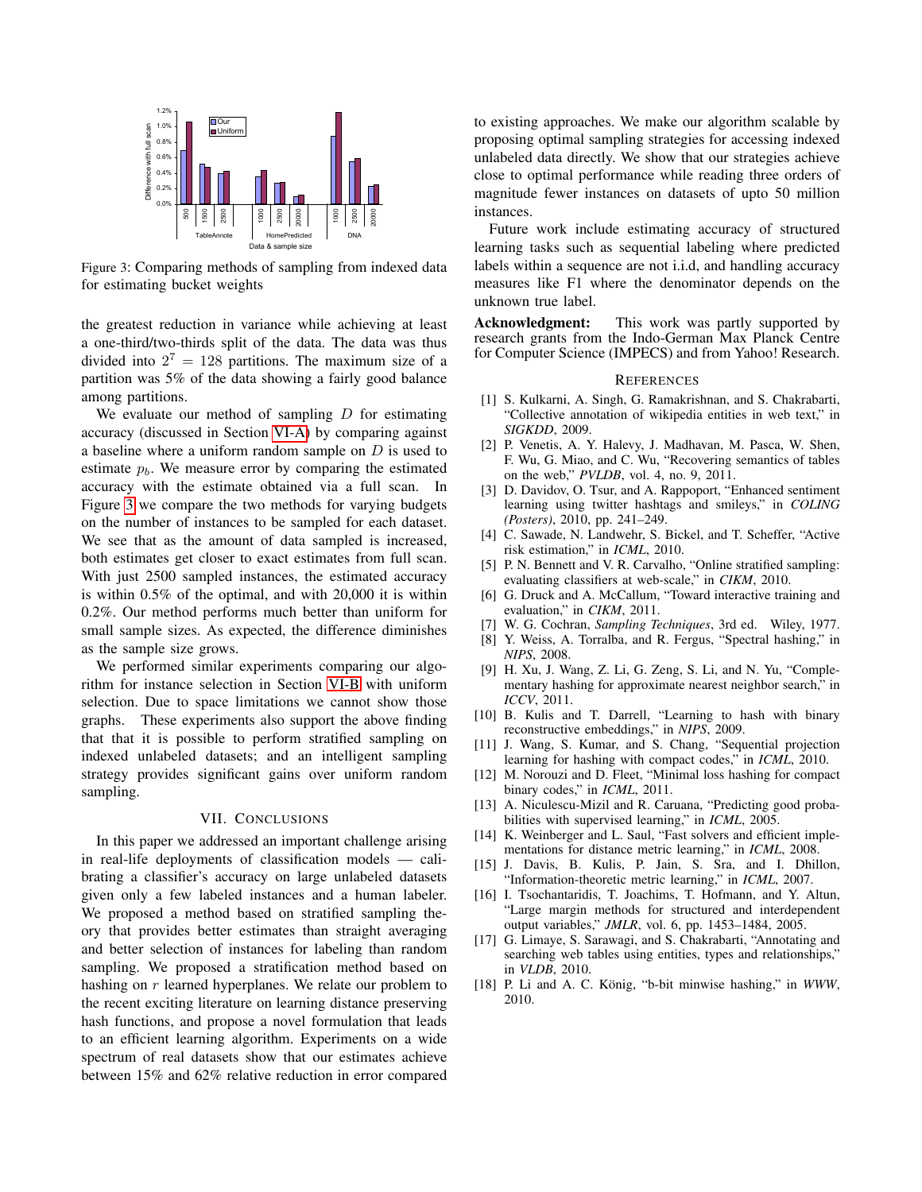1.2%
1.0%
0.8%
0.6%
0.4%
0.2%
0.0%

Difference with full scan

Our
Uniform

500
1500
2500
1000
2500
20000
1000
2500
20000

TableAnnote
HomePredicted
DNA

Data & sample size

Figure 3: Comparing methods of sampling from indexed data for estimating bucket weights

the greatest reduction in variance while achieving at least a one-third/two-thirds split of the data. The data was thus divided into $2^7 = 128$ partitions. The maximum size of a partition was 5% of the data showing a fairly good balance among partitions.

We evaluate our method of sampling $D$ for estimating accuracy (discussed in Section VI-A) by comparing against a baseline where a uniform random sample on $D$ is used to estimate $p_b$. We measure error by comparing the estimated accuracy with the estimate obtained via a full scan. In Figure 3 we compare the two methods for varying budgets on the number of instances to be sampled for each dataset. We see that as the amount of data sampled is increased, both estimates get closer to exact estimates from full scan. With just 2500 sampled instances, the estimated accuracy is within 0.5% of the optimal, and with 20,000 it is within 0.2%. Our method performs much better than uniform for small sample sizes. As expected, the difference diminishes as the sample size grows.

We performed similar experiments comparing our algorithm for instance selection in Section VI-B with uniform selection. Due to space limitations we cannot show those graphs. These experiments also support the above finding that it is possible to perform stratified sampling on indexed unlabeled datasets; and an intelligent sampling strategy provides significant gains over uniform random sampling.

## VII. Conclusions

In this paper we addressed an important challenge arising in real-life deployments of classification models — calibrating a classifier's accuracy on large unlabeled datasets given only a few labeled instances and a human labeler. We proposed a method based on stratified sampling theory that provides better estimates than straight averaging and better selection of instances for labeling than random sampling. We proposed a stratification method based on hashing on $r$ learned hyperplanes. We relate our problem to the recent exciting literature on learning distance preserving hash functions, and propose a novel formulation that leads to an efficient learning algorithm. Experiments on a wide spectrum of real datasets show that our estimates achieve between 15% and 62% relative reduction in error compared to existing approaches. We make our algorithm scalable by proposing optimal sampling strategies for accessing indexed unlabeled data directly. We show that our strategies achieve close to optimal performance while reading three orders of magnitude fewer instances on datasets of upto 50 million instances.

Future work include estimating accuracy of structured learning tasks such as sequential labeling where predicted labels within a sequence are not i.i.d, and handling accuracy measures like F1 where the denominator depends on the unknown true label.

**Acknowledgment:** This work was partly supported by research grants from the Indo-German Max Planck Centre for Computer Science (IMPECS) and from Yahoo! Research.

## References

[1] S. Kulkarni, A. Singh, G. Ramakrishnan, and S. Chakrabarti, "Collective annotation of wikipedia entities in web text," in *SIGKDD*, 2009.

[2] P. Venetis, A. Y. Halevy, J. Madhavan, M. Pasca, W. Shen, F. Wu, G. Miao, and C. Wu, "Recovering semantics of tables on the web," *PVLDB*, vol. 4, no. 9, 2011.

[3] D. Davidov, O. Tsur, and A. Rappoport, "Enhanced sentiment learning using twitter hashtags and smileys," in *COLING (Posters)*, 2010, pp. 241–249.

[4] C. Sawade, N. Landwehr, S. Bickel, and T. Scheffer, "Active risk estimation," in *ICML*, 2010.

[5] P. N. Bennett and V. R. Carvalho, "Online stratified sampling: evaluating classifiers at web-scale," in *CIKM*, 2010.

[6] G. Druck and A. McCallum, "Toward interactive training and evaluation," in *CIKM*, 2011.

[7] W. G. Cochran, *Sampling Techniques*, 3rd ed. Wiley, 1977.

[8] Y. Weiss, A. Torralba, and R. Fergus, "Spectral hashing," in *NIPS*, 2008.

[9] H. Xu, J. Wang, Z. Li, G. Zeng, S. Li, and N. Yu, "Complementary hashing for approximate nearest neighbor search," in *ICCV*, 2011.

[10] B. Kulis and T. Darrell, "Learning to hash with binary reconstructive embeddings," in *NIPS*, 2009.

[11] J. Wang, S. Kumar, and S. Chang, "Sequential projection learning for hashing with compact codes," in *ICML*, 2010.

[12] M. Norouzi and D. Fleet, "Minimal loss hashing for compact binary codes," in *ICML*, 2011.

[13] A. Niculescu-Mizil and R. Caruana, "Predicting good probabilities with supervised learning," in *ICML*, 2005.

[14] K. Weinberger and L. Saul, "Fast solvers and efficient implementations for distance metric learning," in *ICML*, 2008.

[15] J. Davis, B. Kulis, P. Jain, S. Sra, and I. Dhillon, "Information-theoretic metric learning," in *ICML*, 2007.

[16] I. Tsochantaridis, T. Joachims, T. Hofmann, and Y. Altun, "Large margin methods for structured and interdependent output variables," *JMLR*, vol. 6, pp. 1453–1484, 2005.

[17] G. Limaye, S. Sarawagi, and S. Chakrabarti, "Annotating and searching web tables using entities, types and relationships," in *VLDB*, 2010.

[18] P. Li and A. C. König, "b-bit minwise hashing," in *WWW*, 2010.